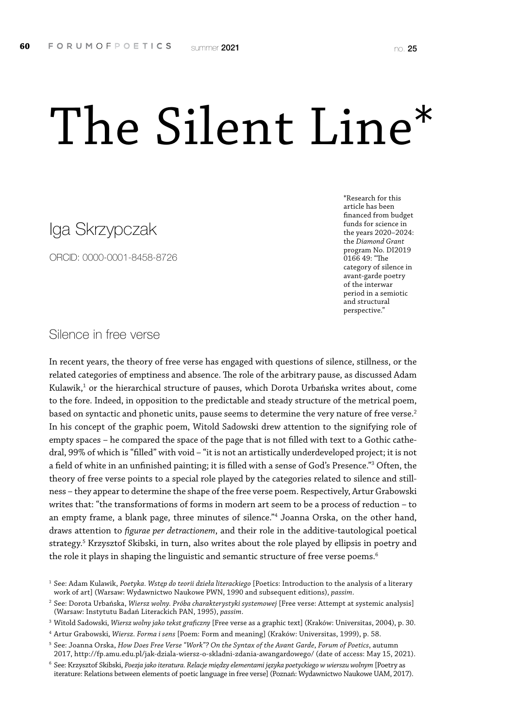# The Silent Line*

## Iga Skrzypczak

ORCID: 0000-0001-8458-8726

*Research for this article has been financed from budget funds for science in the years 2020–2024: the *Diamond Grant* program No. DI2019 0166 49: "The category of silence in avant-garde poetry of the interwar period in a semiotic and structural perspective."

### Silence in free verse

In recent years, the theory of free verse has engaged with questions of silence, stillness, or the related categories of emptiness and absence. The role of the arbitrary pause, as discussed Adam Kulawik,[1] or the hierarchical structure of pauses, which Dorota Urbańska writes about, come to the fore. Indeed, in opposition to the predictable and steady structure of the metrical poem, based on syntactic and phonetic units, pause seems to determine the very nature of free verse.[2] In his concept of the graphic poem, Witold Sadowski drew attention to the signifying role of empty spaces – he compared the space of the page that is not filled with text to a Gothic cathedral, 99% of which is "filled" with void – "it is not an artistically underdeveloped project; it is not a field of white in an unfinished painting; it is filled with a sense of God's Presence."[3] Often, the theory of free verse points to a special role played by the categories related to silence and stillness – they appear to determine the shape of the free verse poem. Respectively, Artur Grabowski writes that: "the transformations of forms in modern art seem to be a process of reduction – to an empty frame, a blank page, three minutes of silence."[4] Joanna Orska, on the other hand, draws attention to *figurae per detractionem*, and their role in the additive-tautological poetical strategy.[5] Krzysztof Skibski, in turn, also writes about the role played by ellipsis in poetry and the role it plays in shaping the linguistic and semantic structure of free verse poems.[6]

[1] See: Adam Kulawik, *Poetyka. Wstęp do teorii dzieła literackiego* [Poetics: Introduction to the analysis of a literary work of art] (Warsaw: Wydawnictwo Naukowe PWN, 1990 and subsequent editions), *passim*.

[2] See: Dorota Urbańska, *Wiersz wolny. Próba charakterystyki systemowej* [Free verse: Attempt at systemic analysis] (Warsaw: Instytutu Badań Literackich PAN, 1995), *passim*.

[3] Witold Sadowski, *Wiersz wolny jako tekst graficzny* [Free verse as a graphic text] (Kraków: Universitas, 2004), p. 30.

[4] Artur Grabowski, *Wiersz. Forma i sens* [Poem: Form and meaning] (Kraków: Universitas, 1999), p. 58.

[5] See: Joanna Orska, *How Does Free Verse "Work"? On the Syntax of the Avant Garde*, *Forum of Poetics*, autumn 2017, http://fp.amu.edu.pl/jak-dziala-wiersz-o-skladni-zdania-awangardowego/ (date of access: May 15, 2021).

[6] See: Krzysztof Skibski, *Poezja jako iteratura. Relacje między elementami języka poetyckiego w wierszu wolnym* [Poetry as iterature: Relations between elements of poetic language in free verse] (Poznań: Wydawnictwo Naukowe UAM, 2017).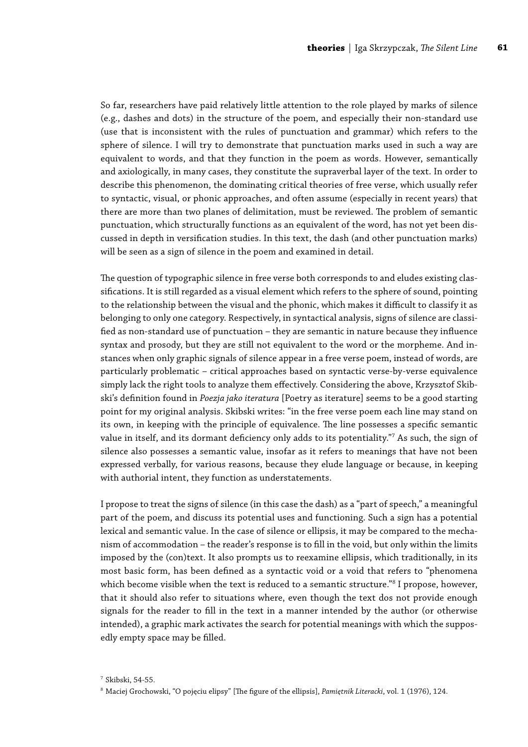So far, researchers have paid relatively little attention to the role played by marks of silence (e.g., dashes and dots) in the structure of the poem, and especially their non-standard use (use that is inconsistent with the rules of punctuation and grammar) which refers to the sphere of silence. I will try to demonstrate that punctuation marks used in such a way are equivalent to words, and that they function in the poem as words. However, semantically and axiologically, in many cases, they constitute the supraverbal layer of the text. In order to describe this phenomenon, the dominating critical theories of free verse, which usually refer to syntactic, visual, or phonic approaches, and often assume (especially in recent years) that there are more than two planes of delimitation, must be reviewed. The problem of semantic punctuation, which structurally functions as an equivalent of the word, has not yet been discussed in depth in versification studies. In this text, the dash (and other punctuation marks) will be seen as a sign of silence in the poem and examined in detail.

The question of typographic silence in free verse both corresponds to and eludes existing classifications. It is still regarded as a visual element which refers to the sphere of sound, pointing to the relationship between the visual and the phonic, which makes it difficult to classify it as belonging to only one category. Respectively, in syntactical analysis, signs of silence are classified as non-standard use of punctuation – they are semantic in nature because they influence syntax and prosody, but they are still not equivalent to the word or the morpheme. And instances when only graphic signals of silence appear in a free verse poem, instead of words, are particularly problematic – critical approaches based on syntactic verse-by-verse equivalence simply lack the right tools to analyze them effectively. Considering the above, Krzysztof Skibski's definition found in *Poezja jako iteratura* [Poetry as iterature] seems to be a good starting point for my original analysis. Skibski writes: "in the free verse poem each line may stand on its own, in keeping with the principle of equivalence. The line possesses a specific semantic value in itself, and its dormant deficiency only adds to its potentiality."[7] As such, the sign of silence also possesses a semantic value, insofar as it refers to meanings that have not been expressed verbally, for various reasons, because they elude language or because, in keeping with authorial intent, they function as understatements.

I propose to treat the signs of silence (in this case the dash) as a "part of speech," a meaningful part of the poem, and discuss its potential uses and functioning. Such a sign has a potential lexical and semantic value. In the case of silence or ellipsis, it may be compared to the mechanism of accommodation – the reader's response is to fill in the void, but only within the limits imposed by the (con)text. It also prompts us to reexamine ellipsis, which traditionally, in its most basic form, has been defined as a syntactic void or a void that refers to "phenomena which become visible when the text is reduced to a semantic structure."[8] I propose, however, that it should also refer to situations where, even though the text dos not provide enough signals for the reader to fill in the text in a manner intended by the author (or otherwise intended), a graphic mark activates the search for potential meanings with which the supposedly empty space may be filled.

[7] Skibski, 54-55.

[8] Maciej Grochowski, "O pojęciu elipsy" [The figure of the ellipsis], *Pamiętnik Literacki*, vol. 1 (1976), 124.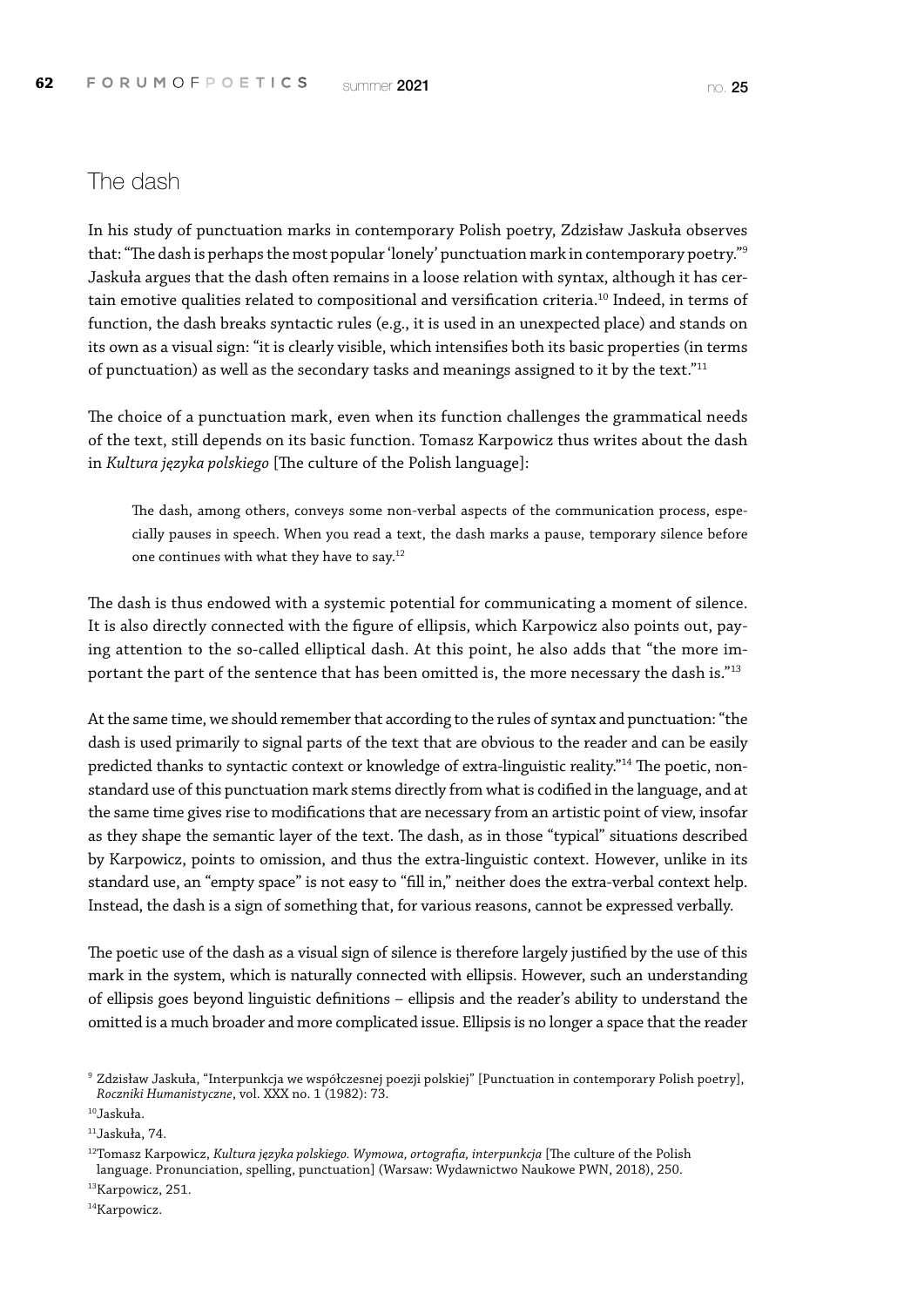## The dash

In his study of punctuation marks in contemporary Polish poetry, Zdzisław Jaskuła observes that: "The dash is perhaps the most popular 'lonely' punctuation mark in contemporary poetry."[9] Jaskuła argues that the dash often remains in a loose relation with syntax, although it has certain emotive qualities related to compositional and versification criteria.[10] Indeed, in terms of function, the dash breaks syntactic rules (e.g., it is used in an unexpected place) and stands on its own as a visual sign: "it is clearly visible, which intensifies both its basic properties (in terms of punctuation) as well as the secondary tasks and meanings assigned to it by the text."[11]

The choice of a punctuation mark, even when its function challenges the grammatical needs of the text, still depends on its basic function. Tomasz Karpowicz thus writes about the dash in *Kultura języka polskiego* [The culture of the Polish language]:

> The dash, among others, conveys some non-verbal aspects of the communication process, especially pauses in speech. When you read a text, the dash marks a pause, temporary silence before one continues with what they have to say.[12]

The dash is thus endowed with a systemic potential for communicating a moment of silence. It is also directly connected with the figure of ellipsis, which Karpowicz also points out, paying attention to the so-called elliptical dash. At this point, he also adds that "the more important the part of the sentence that has been omitted is, the more necessary the dash is."[13]

At the same time, we should remember that according to the rules of syntax and punctuation: "the dash is used primarily to signal parts of the text that are obvious to the reader and can be easily predicted thanks to syntactic context or knowledge of extra-linguistic reality."[14] The poetic, non-standard use of this punctuation mark stems directly from what is codified in the language, and at the same time gives rise to modifications that are necessary from an artistic point of view, insofar as they shape the semantic layer of the text. The dash, as in those "typical" situations described by Karpowicz, points to omission, and thus the extra-linguistic context. However, unlike in its standard use, an "empty space" is not easy to "fill in," neither does the extra-verbal context help. Instead, the dash is a sign of something that, for various reasons, cannot be expressed verbally.

The poetic use of the dash as a visual sign of silence is therefore largely justified by the use of this mark in the system, which is naturally connected with ellipsis. However, such an understanding of ellipsis goes beyond linguistic definitions – ellipsis and the reader's ability to understand the omitted is a much broader and more complicated issue. Ellipsis is no longer a space that the reader

---

[9] Zdzisław Jaskuła, "Interpunkcja we współczesnej poezji polskiej" [Punctuation in contemporary Polish poetry], *Roczniki Humanistyczne*, vol. XXX no. 1 (1982): 73.

[10] Jaskuła.

[11] Jaskuła, 74.

[12] Tomasz Karpowicz, *Kultura języka polskiego. Wymowa, ortografia, interpunkcja* [The culture of the Polish language. Pronunciation, spelling, punctuation] (Warsaw: Wydawnictwo Naukowe PWN, 2018), 250.

[13] Karpowicz, 251.

[14] Karpowicz.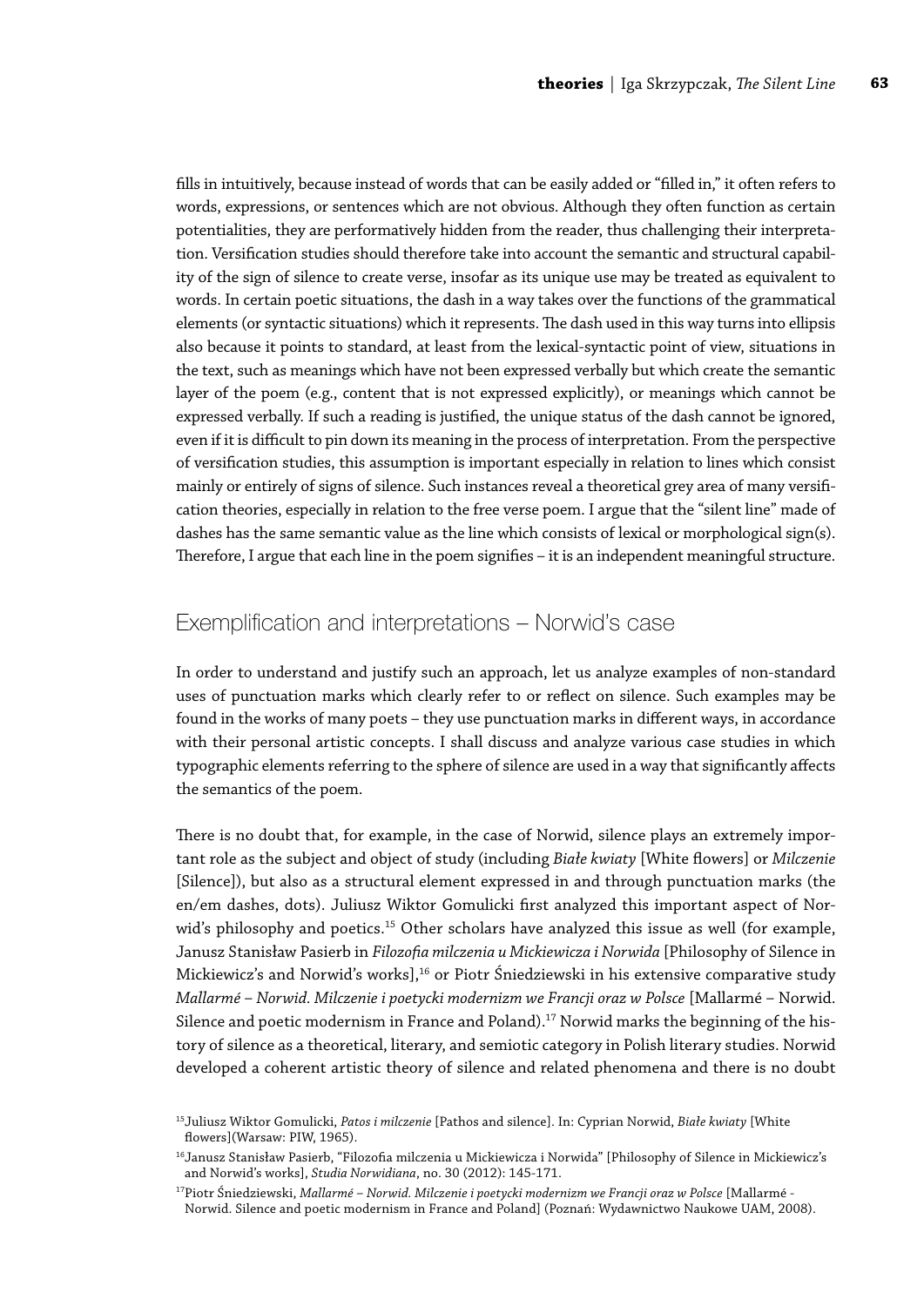fills in intuitively, because instead of words that can be easily added or "filled in," it often refers to words, expressions, or sentences which are not obvious. Although they often function as certain potentialities, they are performatively hidden from the reader, thus challenging their interpretation. Versification studies should therefore take into account the semantic and structural capability of the sign of silence to create verse, insofar as its unique use may be treated as equivalent to words. In certain poetic situations, the dash in a way takes over the functions of the grammatical elements (or syntactic situations) which it represents. The dash used in this way turns into ellipsis also because it points to standard, at least from the lexical-syntactic point of view, situations in the text, such as meanings which have not been expressed verbally but which create the semantic layer of the poem (e.g., content that is not expressed explicitly), or meanings which cannot be expressed verbally. If such a reading is justified, the unique status of the dash cannot be ignored, even if it is difficult to pin down its meaning in the process of interpretation. From the perspective of versification studies, this assumption is important especially in relation to lines which consist mainly or entirely of signs of silence. Such instances reveal a theoretical grey area of many versification theories, especially in relation to the free verse poem. I argue that the "silent line" made of dashes has the same semantic value as the line which consists of lexical or morphological sign(s). Therefore, I argue that each line in the poem signifies – it is an independent meaningful structure.

## Exemplification and interpretations – Norwid's case

In order to understand and justify such an approach, let us analyze examples of non-standard uses of punctuation marks which clearly refer to or reflect on silence. Such examples may be found in the works of many poets – they use punctuation marks in different ways, in accordance with their personal artistic concepts. I shall discuss and analyze various case studies in which typographic elements referring to the sphere of silence are used in a way that significantly affects the semantics of the poem.

There is no doubt that, for example, in the case of Norwid, silence plays an extremely important role as the subject and object of study (including *Białe kwiaty* [White flowers] or *Milczenie* [Silence]), but also as a structural element expressed in and through punctuation marks (the en/em dashes, dots). Juliusz Wiktor Gomulicki first analyzed this important aspect of Norwid's philosophy and poetics.[15] Other scholars have analyzed this issue as well (for example, Janusz Stanisław Pasierb in *Filozofia milczenia u Mickiewicza i Norwida* [Philosophy of Silence in Mickiewicz's and Norwid's works],[16] or Piotr Śniedziewski in his extensive comparative study *Mallarmé – Norwid. Milczenie i poetycki modernizm we Francji oraz w Polsce* [Mallarmé – Norwid. Silence and poetic modernism in France and Poland).[17] Norwid marks the beginning of the history of silence as a theoretical, literary, and semiotic category in Polish literary studies. Norwid developed a coherent artistic theory of silence and related phenomena and there is no doubt

[15] Juliusz Wiktor Gomulicki, *Patos i milczenie* [Pathos and silence]. In: Cyprian Norwid, *Białe kwiaty* [White flowers](Warsaw: PIW, 1965).

[16] Janusz Stanisław Pasierb, "Filozofia milczenia u Mickiewicza i Norwida" [Philosophy of Silence in Mickiewicz's and Norwid's works], *Studia Norwidiana*, no. 30 (2012): 145-171.

[17] Piotr Śniedziewski, *Mallarmé – Norwid. Milczenie i poetycki modernizm we Francji oraz w Polsce* [Mallarmé - Norwid. Silence and poetic modernism in France and Poland] (Poznań: Wydawnictwo Naukowe UAM, 2008).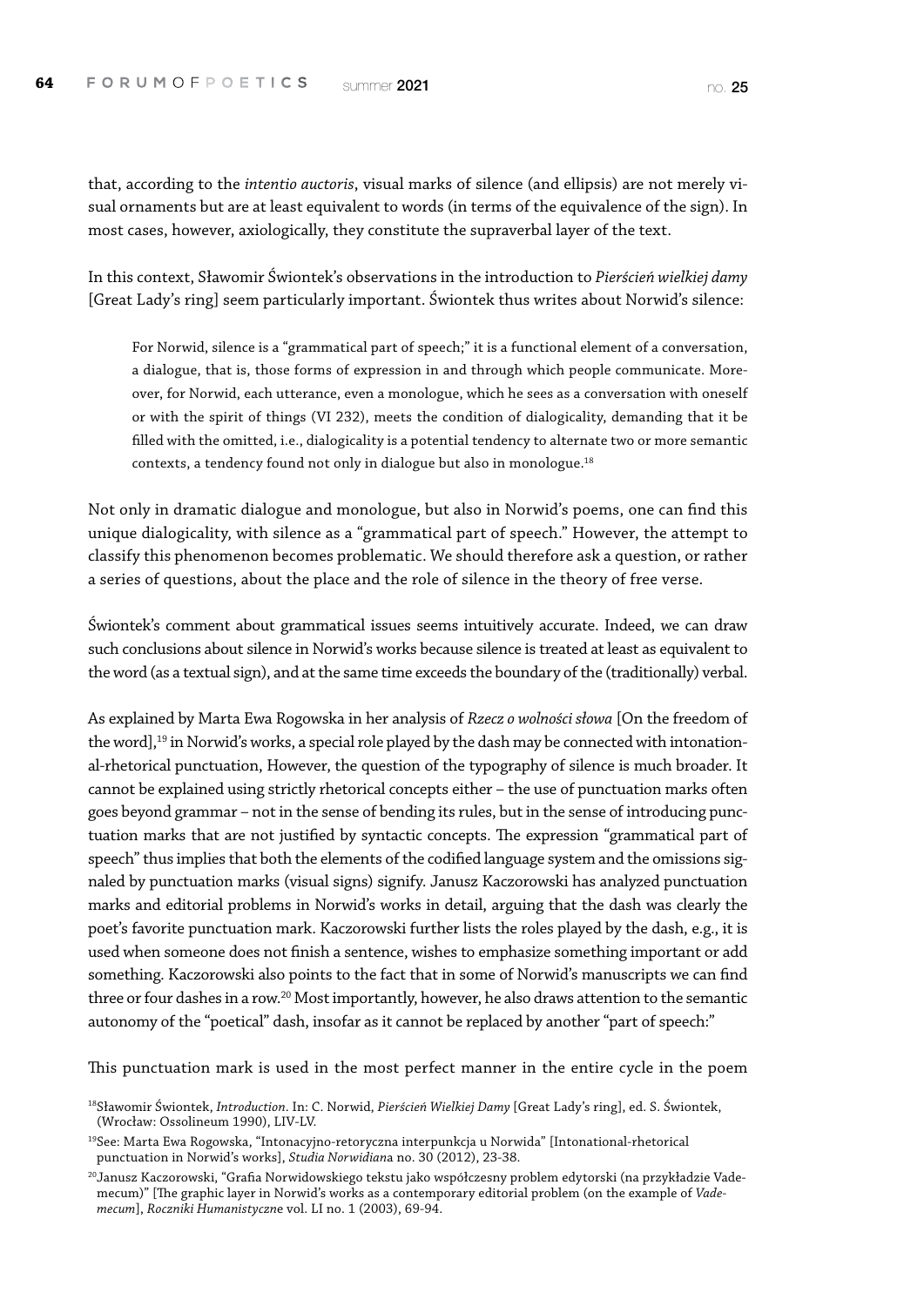that, according to the *intentio auctoris*, visual marks of silence (and ellipsis) are not merely visual ornaments but are at least equivalent to words (in terms of the equivalence of the sign). In most cases, however, axiologically, they constitute the supraverbal layer of the text.

In this context, Sławomir Świontek's observations in the introduction to *Pierścień wielkiej damy* [Great Lady's ring] seem particularly important. Świontek thus writes about Norwid's silence:

> For Norwid, silence is a "grammatical part of speech;" it is a functional element of a conversation, a dialogue, that is, those forms of expression in and through which people communicate. Moreover, for Norwid, each utterance, even a monologue, which he sees as a conversation with oneself or with the spirit of things (VI 232), meets the condition of dialogicality, demanding that it be filled with the omitted, i.e., dialogicality is a potential tendency to alternate two or more semantic contexts, a tendency found not only in dialogue but also in monologue.[18]

Not only in dramatic dialogue and monologue, but also in Norwid's poems, one can find this unique dialogicality, with silence as a "grammatical part of speech." However, the attempt to classify this phenomenon becomes problematic. We should therefore ask a question, or rather a series of questions, about the place and the role of silence in the theory of free verse.

Świontek's comment about grammatical issues seems intuitively accurate. Indeed, we can draw such conclusions about silence in Norwid's works because silence is treated at least as equivalent to the word (as a textual sign), and at the same time exceeds the boundary of the (traditionally) verbal.

As explained by Marta Ewa Rogowska in her analysis of *Rzecz o wolności słowa* [On the freedom of the word],[19] in Norwid's works, a special role played by the dash may be connected with intonational-rhetorical punctuation, However, the question of the typography of silence is much broader. It cannot be explained using strictly rhetorical concepts either – the use of punctuation marks often goes beyond grammar – not in the sense of bending its rules, but in the sense of introducing punctuation marks that are not justified by syntactic concepts. The expression "grammatical part of speech" thus implies that both the elements of the codified language system and the omissions signaled by punctuation marks (visual signs) signify. Janusz Kaczorowski has analyzed punctuation marks and editorial problems in Norwid's works in detail, arguing that the dash was clearly the poet's favorite punctuation mark. Kaczorowski further lists the roles played by the dash, e.g., it is used when someone does not finish a sentence, wishes to emphasize something important or add something. Kaczorowski also points to the fact that in some of Norwid's manuscripts we can find three or four dashes in a row.[20] Most importantly, however, he also draws attention to the semantic autonomy of the "poetical" dash, insofar as it cannot be replaced by another "part of speech:"

This punctuation mark is used in the most perfect manner in the entire cycle in the poem

[18] Sławomir Świontek, *Introduction*. In: C. Norwid, *Pierścień Wielkiej Damy* [Great Lady's ring], ed. S. Świontek, (Wrocław: Ossolineum 1990), LIV-LV.

[19] See: Marta Ewa Rogowska, "Intonacyjno-retoryczna interpunkcja u Norwida" [Intonational-rhetorical punctuation in Norwid's works], *Studia Norwidiana* no. 30 (2012), 23-38.

[20] Janusz Kaczorowski, "Grafia Norwidowskiego tekstu jako współczesny problem edytorski (na przykładzie Vademecum)" [The graphic layer in Norwid's works as a contemporary editorial problem (on the example of *Vademecum*], *Roczniki Humanistyczne* vol. LI no. 1 (2003), 69-94.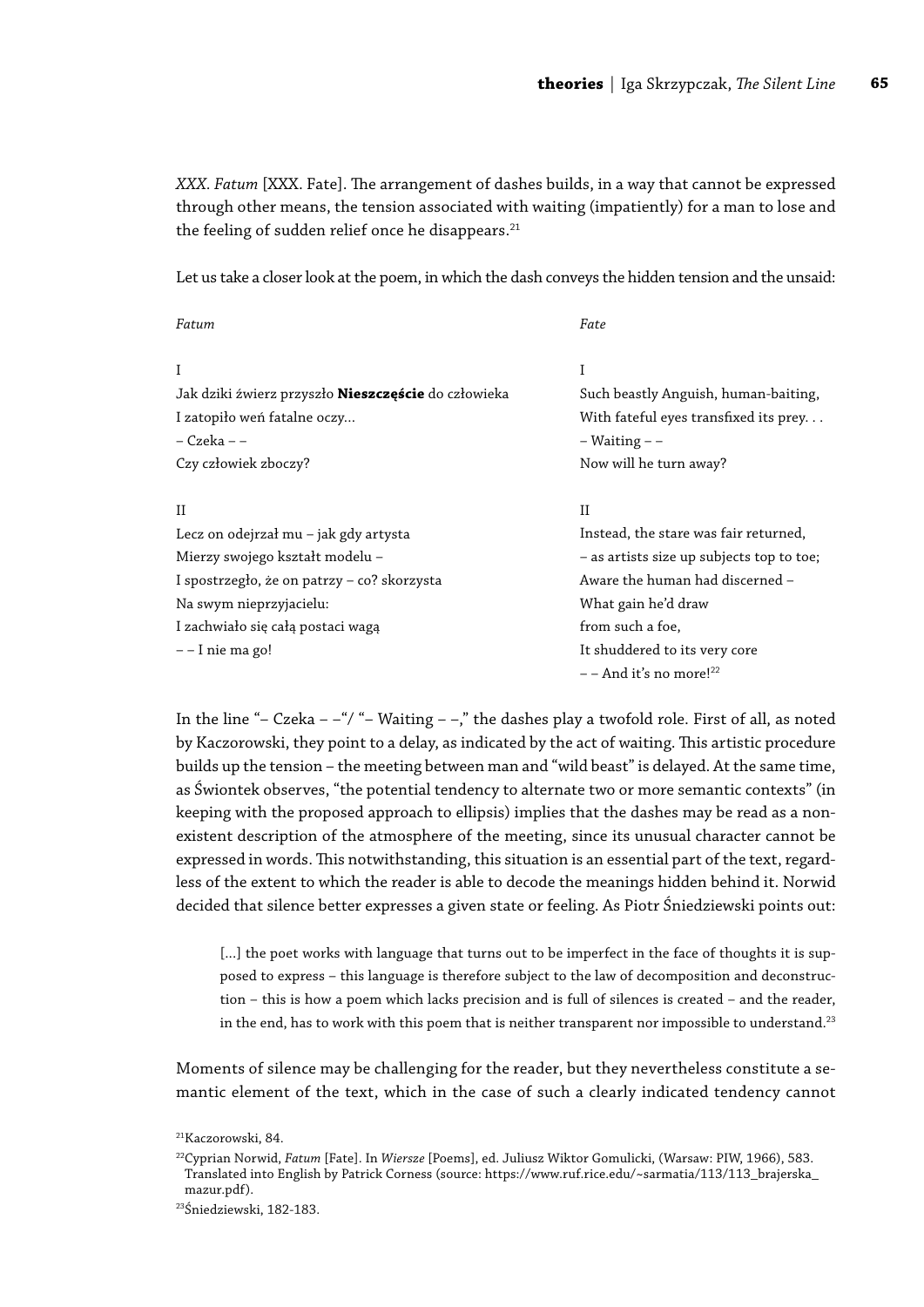*XXX. Fatum* [XXX. Fate]. The arrangement of dashes builds, in a way that cannot be expressed through other means, the tension associated with waiting (impatiently) for a man to lose and the feeling of sudden relief once he disappears.[21]

Let us take a closer look at the poem, in which the dash conveys the hidden tension and the unsaid:

| *Fatum* | *Fate* |
|---|---|
| I | I |
| Jak dziki źwierz przyszło **Nieszczęście** do człowieka | Such beastly Anguish, human-baiting, |
| I zatopiło weń fatalne oczy… | With fateful eyes transfixed its prey. . . |
| – Czeka – – | – Waiting – – |
| Czy człowiek zboczy? | Now will he turn away? |
| | |
| II | II |
| Lecz on odejrzał mu – jak gdy artysta | Instead, the stare was fair returned, |
| Mierzy swojego kształt modelu – | – as artists size up subjects top to toe; |
| I spostrzegło, że on patrzy – co? skorzysta | Aware the human had discerned – |
| Na swym nieprzyjacielu: | What gain he'd draw |
| I zachwiało się całą postaci wagą | from such a foe, |
| – – I nie ma go! | It shuddered to its very core |
| | – – And it's no more![22] |

In the line "– Czeka – –"/ "– Waiting – –," the dashes play a twofold role. First of all, as noted by Kaczorowski, they point to a delay, as indicated by the act of waiting. This artistic procedure builds up the tension – the meeting between man and "wild beast" is delayed. At the same time, as Świontek observes, "the potential tendency to alternate two or more semantic contexts" (in keeping with the proposed approach to ellipsis) implies that the dashes may be read as a non-existent description of the atmosphere of the meeting, since its unusual character cannot be expressed in words. This notwithstanding, this situation is an essential part of the text, regardless of the extent to which the reader is able to decode the meanings hidden behind it. Norwid decided that silence better expresses a given state or feeling. As Piotr Śniedziewski points out:

> […] the poet works with language that turns out to be imperfect in the face of thoughts it is supposed to express – this language is therefore subject to the law of decomposition and deconstruction – this is how a poem which lacks precision and is full of silences is created – and the reader, in the end, has to work with this poem that is neither transparent nor impossible to understand.[23]

Moments of silence may be challenging for the reader, but they nevertheless constitute a semantic element of the text, which in the case of such a clearly indicated tendency cannot

[21] Kaczorowski, 84.

[22] Cyprian Norwid, *Fatum* [Fate]. In *Wiersze* [Poems], ed. Juliusz Wiktor Gomulicki, (Warsaw: PIW, 1966), 583. Translated into English by Patrick Corness (source: https://www.ruf.rice.edu/~sarmatia/113/113_brajerska_mazur.pdf).

[23] Śniedziewski, 182-183.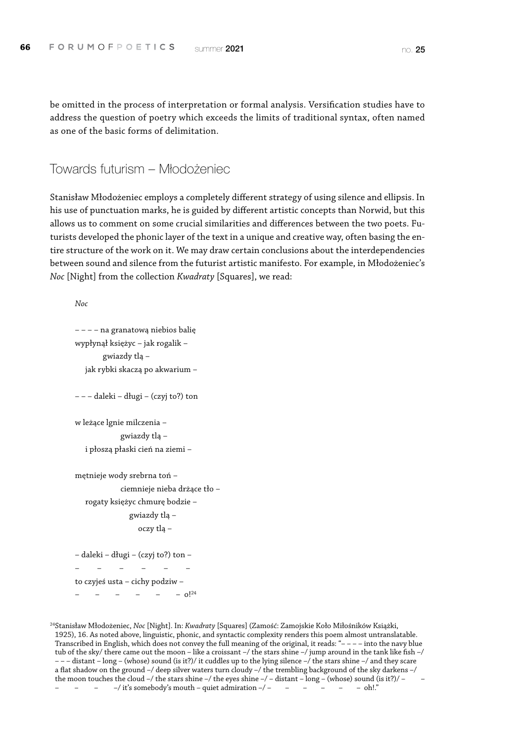be omitted in the process of interpretation or formal analysis. Versification studies have to address the question of poetry which exceeds the limits of traditional syntax, often named as one of the basic forms of delimitation.

## Towards futurism – Młodożeniec

Stanisław Młodożeniec employs a completely different strategy of using silence and ellipsis. In his use of punctuation marks, he is guided by different artistic concepts than Norwid, but this allows us to comment on some crucial similarities and differences between the two poets. Futurists developed the phonic layer of the text in a unique and creative way, often basing the entire structure of the work on it. We may draw certain conclusions about the interdependencies between sound and silence from the futurist artistic manifesto. For example, in Młodożeniec's *Noc* [Night] from the collection *Kwadraty* [Squares], we read:

*Noc*

– – – – na granatową niebios balię  
wypłynął księżyc – jak rogalik –  
gwiazdy tlą –  
jak rybki skaczą po akwarium –

– – – daleki – długi – (czyj to?) ton

w leżące lgnie milczenia –  
gwiazdy tlą –  
i płoszą płaski cień na ziemi –

mętnieje wody srebrna toń –  
ciemnieje nieba drżące tło –  
rogaty księżyc chmurę bodzie –  
gwiazdy tlą –  
oczy tlą –

– daleki – długi – (czyj to?) ton –  
– – – – – –  
to czyjeś usta – cichy podziw –  
– – – – – – o![24]

[24]Stanisław Młodożeniec, *Noc* [Night]. In: *Kwadraty* [Squares] (Zamość: Zamojskie Koło Miłośników Książki, 1925), 16. As noted above, linguistic, phonic, and syntactic complexity renders this poem almost untranslatable. Transcribed in English, which does not convey the full meaning of the original, it reads: "– – – – into the navy blue tub of the sky/ there came out the moon – like a croissant –/ the stars shine –/ jump around in the tank like fish –/ – – – distant – long – (whose) sound (is it?)/ it cuddles up to the lying silence –/ the stars shine –/ and they scare a flat shadow on the ground –/ deep silver waters turn cloudy –/ the trembling background of the sky darkens –/ the moon touches the cloud –/ the stars shine –/ the eyes shine –/ – distant – long – (whose) sound (is it?)/ – – – – – –/ it's somebody's mouth – quiet admiration –/ – – – – – – oh!."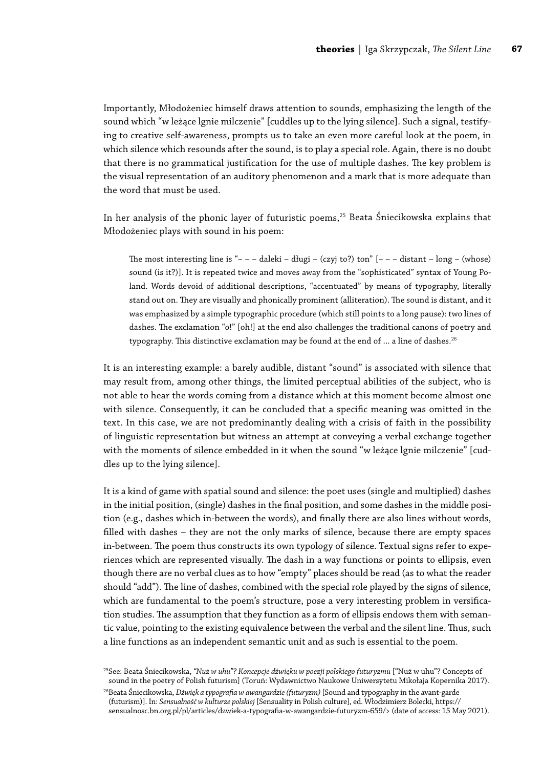Importantly, Młodożeniec himself draws attention to sounds, emphasizing the length of the sound which "w leżące lgnie milczenie" [cuddles up to the lying silence]. Such a signal, testifying to creative self-awareness, prompts us to take an even more careful look at the poem, in which silence which resounds after the sound, is to play a special role. Again, there is no doubt that there is no grammatical justification for the use of multiple dashes. The key problem is the visual representation of an auditory phenomenon and a mark that is more adequate than the word that must be used.

In her analysis of the phonic layer of futuristic poems,[25] Beata Śniecikowska explains that Młodożeniec plays with sound in his poem:

> The most interesting line is "– – – daleki – długi – (czyj to?) ton" [– – – distant – long – (whose) sound (is it?)]. It is repeated twice and moves away from the "sophisticated" syntax of Young Poland. Words devoid of additional descriptions, "accentuated" by means of typography, literally stand out on. They are visually and phonically prominent (alliteration). The sound is distant, and it was emphasized by a simple typographic procedure (which still points to a long pause): two lines of dashes. The exclamation "o!" [oh!] at the end also challenges the traditional canons of poetry and typography. This distinctive exclamation may be found at the end of ... a line of dashes.[26]

It is an interesting example: a barely audible, distant "sound" is associated with silence that may result from, among other things, the limited perceptual abilities of the subject, who is not able to hear the words coming from a distance which at this moment become almost one with silence. Consequently, it can be concluded that a specific meaning was omitted in the text. In this case, we are not predominantly dealing with a crisis of faith in the possibility of linguistic representation but witness an attempt at conveying a verbal exchange together with the moments of silence embedded in it when the sound "w leżące lgnie milczenie" [cuddles up to the lying silence].

It is a kind of game with spatial sound and silence: the poet uses (single and multiplied) dashes in the initial position, (single) dashes in the final position, and some dashes in the middle position (e.g., dashes which in-between the words), and finally there are also lines without words, filled with dashes – they are not the only marks of silence, because there are empty spaces in-between. The poem thus constructs its own typology of silence. Textual signs refer to experiences which are represented visually. The dash in a way functions or points to ellipsis, even though there are no verbal clues as to how "empty" places should be read (as to what the reader should "add"). The line of dashes, combined with the special role played by the signs of silence, which are fundamental to the poem's structure, pose a very interesting problem in versification studies. The assumption that they function as a form of ellipsis endows them with semantic value, pointing to the existing equivalence between the verbal and the silent line. Thus, such a line functions as an independent semantic unit and as such is essential to the poem.

[25] See: Beata Śniecikowska, *"Nuż w uhu"? Koncepcje dźwięku w poezji polskiego futuryzmu* ["Nuż w uhu"? Concepts of sound in the poetry of Polish futurism] (Toruń: Wydawnictwo Naukowe Uniwersytetu Mikołaja Kopernika 2017).

[26] Beata Śniecikowska, *Dźwięk a typografia w awangardzie (futuryzm)* [Sound and typography in the avant-garde (futurism)]. In: *Sensualność w kulturze polskiej* [Sensuality in Polish culture], ed. Włodzimierz Bolecki, https://sensualnosc.bn.org.pl/pl/articles/dzwiek-a-typografia-w-awangardzie-futuryzm-659/> (date of access: 15 May 2021).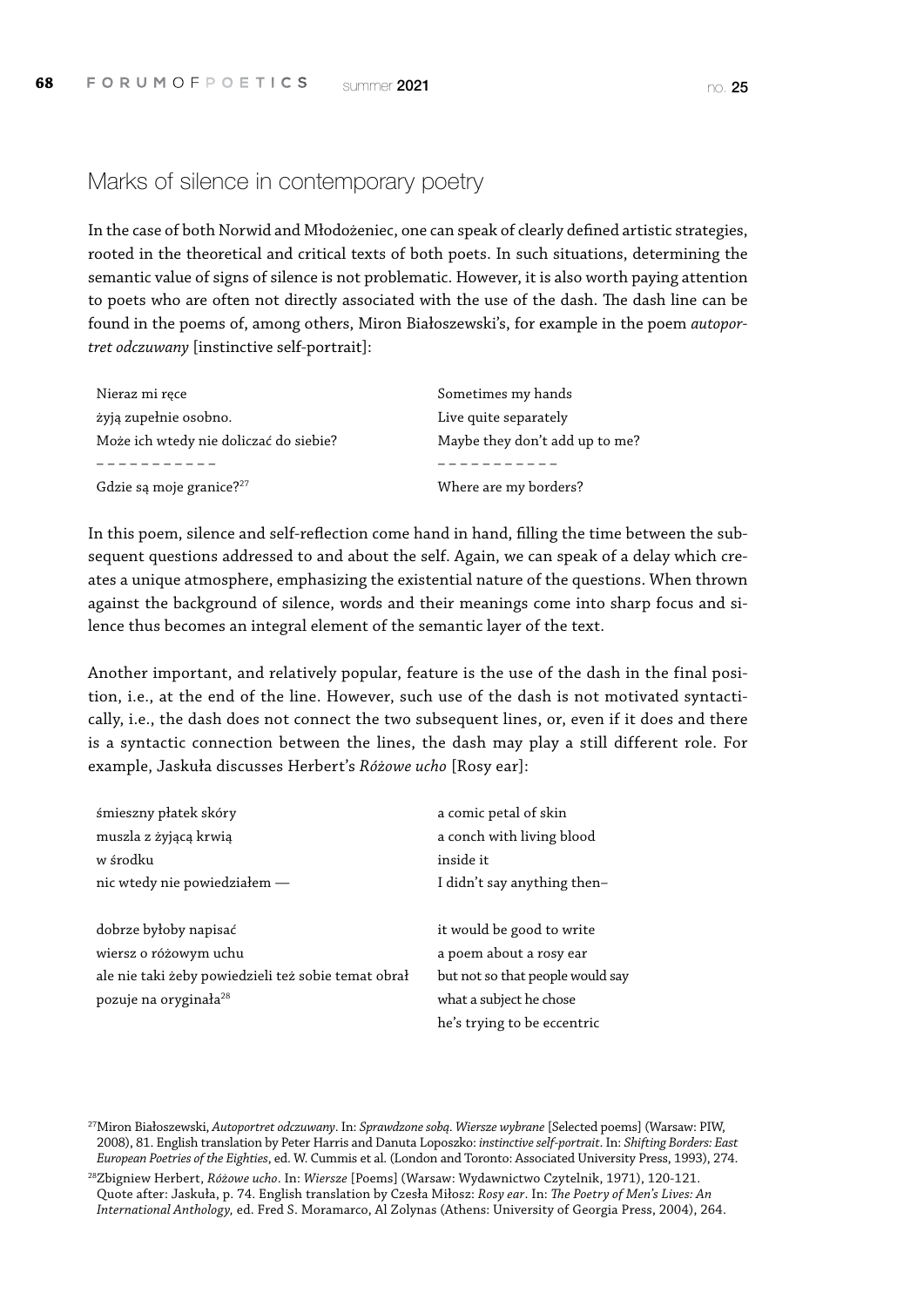## Marks of silence in contemporary poetry

In the case of both Norwid and Młodożeniec, one can speak of clearly defined artistic strategies, rooted in the theoretical and critical texts of both poets. In such situations, determining the semantic value of signs of silence is not problematic. However, it is also worth paying attention to poets who are often not directly associated with the use of the dash. The dash line can be found in the poems of, among others, Miron Białoszewski's, for example in the poem *autoportret odczuwany* [instinctive self-portrait]:

| | |
|---|---|
| Nieraz mi ręce | Sometimes my hands |
| żyją zupełnie osobno. | Live quite separately |
| Może ich wtedy nie doliczać do siebie? | Maybe they don't add up to me? |
| – – – – – – – – – – – | – – – – – – – – – – – |
| Gdzie są moje granice?[27] | Where are my borders? |

In this poem, silence and self-reflection come hand in hand, filling the time between the subsequent questions addressed to and about the self. Again, we can speak of a delay which creates a unique atmosphere, emphasizing the existential nature of the questions. When thrown against the background of silence, words and their meanings come into sharp focus and silence thus becomes an integral element of the semantic layer of the text.

Another important, and relatively popular, feature is the use of the dash in the final position, i.e., at the end of the line. However, such use of the dash is not motivated syntactically, i.e., the dash does not connect the two subsequent lines, or, even if it does and there is a syntactic connection between the lines, the dash may play a still different role. For example, Jaskuła discusses Herbert's *Różowe ucho* [Rosy ear]:

| | |
|---|---|
| śmieszny płatek skóry | a comic petal of skin |
| muszla z żyjącą krwią | a conch with living blood |
| w środku | inside it |
| nic wtedy nie powiedziałem — | I didn't say anything then– |
| | |
| dobrze byłoby napisać | it would be good to write |
| wiersz o różowym uchu | a poem about a rosy ear |
| ale nie taki żeby powiedzieli też sobie temat obrał | but not so that people would say |
| pozuje na oryginała[28] | what a subject he chose |
| | he's trying to be eccentric |

[27] Miron Białoszewski, *Autoportret odczuwany*. In: *Sprawdzone sobą. Wiersze wybrane* [Selected poems] (Warsaw: PIW, 2008), 81. English translation by Peter Harris and Danuta Loposzko: *instinctive self-portrait*. In: *Shifting Borders: East European Poetries of the Eighties*, ed. W. Cummis et al. (London and Toronto: Associated University Press, 1993), 274.

[28] Zbigniew Herbert, *Różowe ucho*. In: *Wiersze* [Poems] (Warsaw: Wydawnictwo Czytelnik, 1971), 120-121. Quote after: Jaskuła, p. 74. English translation by Czesła Miłosz: *Rosy ear*. In: *The Poetry of Men's Lives: An International Anthology,* ed. Fred S. Moramarco, Al Zolynas (Athens: University of Georgia Press, 2004), 264.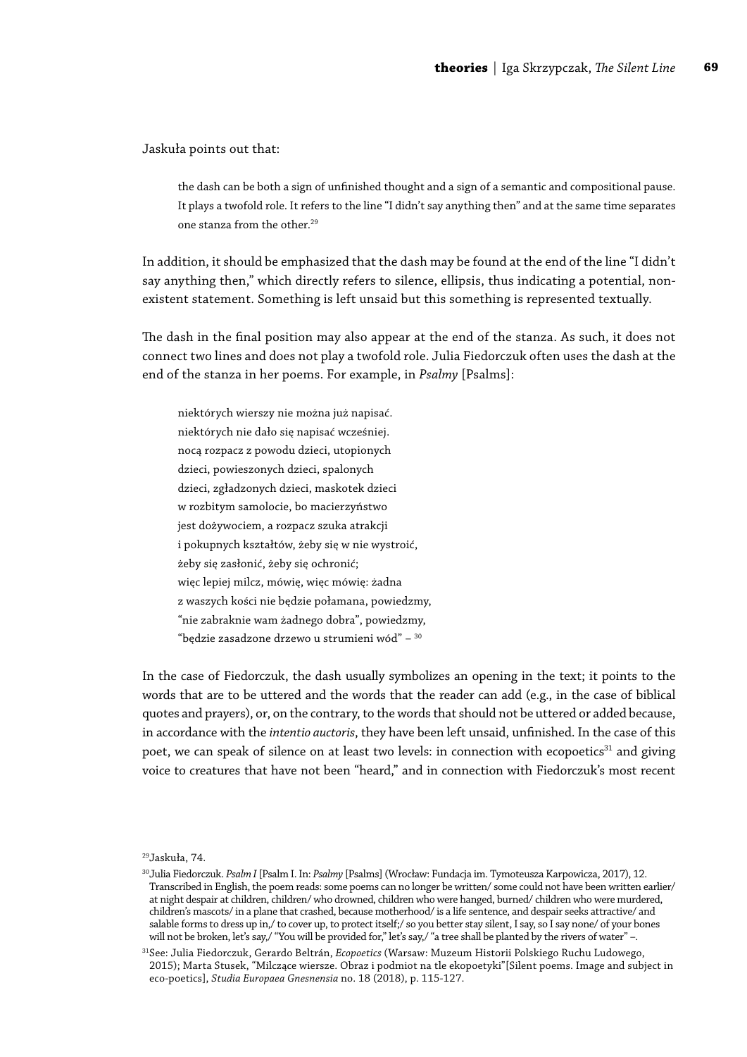Jaskuła points out that:

> the dash can be both a sign of unfinished thought and a sign of a semantic and compositional pause. It plays a twofold role. It refers to the line "I didn't say anything then" and at the same time separates one stanza from the other.[29]

In addition, it should be emphasized that the dash may be found at the end of the line "I didn't say anything then," which directly refers to silence, ellipsis, thus indicating a potential, non-existent statement. Something is left unsaid but this something is represented textually.

The dash in the final position may also appear at the end of the stanza. As such, it does not connect two lines and does not play a twofold role. Julia Fiedorczuk often uses the dash at the end of the stanza in her poems. For example, in *Psalmy* [Psalms]:

> niektórych wierszy nie można już napisać.
> niektórych nie dało się napisać wcześniej.
> nocą rozpacz z powodu dzieci, utopionych
> dzieci, powieszonych dzieci, spalonych
> dzieci, zgładzonych dzieci, maskotek dzieci
> w rozbitym samolocie, bo macierzyństwo
> jest dożywociem, a rozpacz szuka atrakcji
> i pokupnych kształtów, żeby się w nie wystroić,
> żeby się zasłonić, żeby się ochronić;
> więc lepiej milcz, mówię, więc mówię: żadna
> z waszych kości nie będzie połamana, powiedzmy,
> "nie zabraknie wam żadnego dobra", powiedzmy,
> "będzie zasadzone drzewo u strumieni wód" – [30]

In the case of Fiedorczuk, the dash usually symbolizes an opening in the text; it points to the words that are to be uttered and the words that the reader can add (e.g., in the case of biblical quotes and prayers), or, on the contrary, to the words that should not be uttered or added because, in accordance with the *intentio auctoris*, they have been left unsaid, unfinished. In the case of this poet, we can speak of silence on at least two levels: in connection with ecopoetics[31] and giving voice to creatures that have not been "heard," and in connection with Fiedorczuk's most recent

---

[29] Jaskuła, 74.

[30] Julia Fiedorczuk. *Psalm I* [Psalm I. In: *Psalmy* [Psalms] (Wrocław: Fundacja im. Tymoteusza Karpowicza, 2017), 12. Transcribed in English, the poem reads: some poems can no longer be written/ some could not have been written earlier/ at night despair at children, children/ who drowned, children who were hanged, burned/ children who were murdered, children's mascots/ in a plane that crashed, because motherhood/ is a life sentence, and despair seeks attractive/ and salable forms to dress up in,/ to cover up, to protect itself;/ so you better stay silent, I say, so I say none/ of your bones will not be broken, let's say,/ "You will be provided for," let's say,/ "a tree shall be planted by the rivers of water" –.

[31] See: Julia Fiedorczuk, Gerardo Beltrán, *Ecopoetics* (Warsaw: Muzeum Historii Polskiego Ruchu Ludowego, 2015); Marta Stusek, "Milczące wiersze. Obraz i podmiot na tle ekopoetyki"[Silent poems. Image and subject in eco-poetics], *Studia Europaea Gnesnensia* no. 18 (2018), p. 115-127.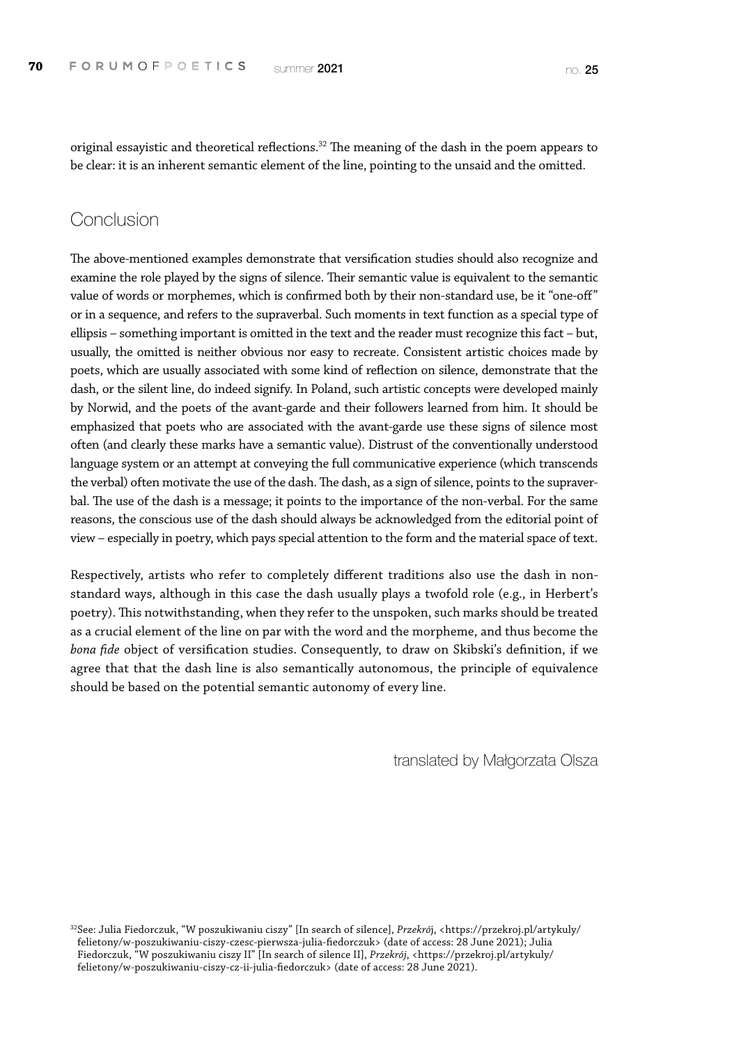original essayistic and theoretical reflections.[32] The meaning of the dash in the poem appears to be clear: it is an inherent semantic element of the line, pointing to the unsaid and the omitted.

## Conclusion

The above-mentioned examples demonstrate that versification studies should also recognize and examine the role played by the signs of silence. Their semantic value is equivalent to the semantic value of words or morphemes, which is confirmed both by their non-standard use, be it "one-off" or in a sequence, and refers to the supraverbal. Such moments in text function as a special type of ellipsis – something important is omitted in the text and the reader must recognize this fact – but, usually, the omitted is neither obvious nor easy to recreate. Consistent artistic choices made by poets, which are usually associated with some kind of reflection on silence, demonstrate that the dash, or the silent line, do indeed signify. In Poland, such artistic concepts were developed mainly by Norwid, and the poets of the avant-garde and their followers learned from him. It should be emphasized that poets who are associated with the avant-garde use these signs of silence most often (and clearly these marks have a semantic value). Distrust of the conventionally understood language system or an attempt at conveying the full communicative experience (which transcends the verbal) often motivate the use of the dash. The dash, as a sign of silence, points to the supraverbal. The use of the dash is a message; it points to the importance of the non-verbal. For the same reasons, the conscious use of the dash should always be acknowledged from the editorial point of view – especially in poetry, which pays special attention to the form and the material space of text.

Respectively, artists who refer to completely different traditions also use the dash in non-standard ways, although in this case the dash usually plays a twofold role (e.g., in Herbert's poetry). This notwithstanding, when they refer to the unspoken, such marks should be treated as a crucial element of the line on par with the word and the morpheme, and thus become the *bona fide* object of versification studies. Consequently, to draw on Skibski's definition, if we agree that that the dash line is also semantically autonomous, the principle of equivalence should be based on the potential semantic autonomy of every line.

translated by Małgorzata Olsza

[32] See: Julia Fiedorczuk, "W poszukiwaniu ciszy" [In search of silence], *Przekrój*, <https://przekroj.pl/artykuly/felietony/w-poszukiwaniu-ciszy-czesc-pierwsza-julia-fiedorczuk> (date of access: 28 June 2021); Julia Fiedorczuk, "W poszukiwaniu ciszy II" [In search of silence II], *Przekrój*, <https://przekroj.pl/artykuly/felietony/w-poszukiwaniu-ciszy-cz-ii-julia-fiedorczuk> (date of access: 28 June 2021).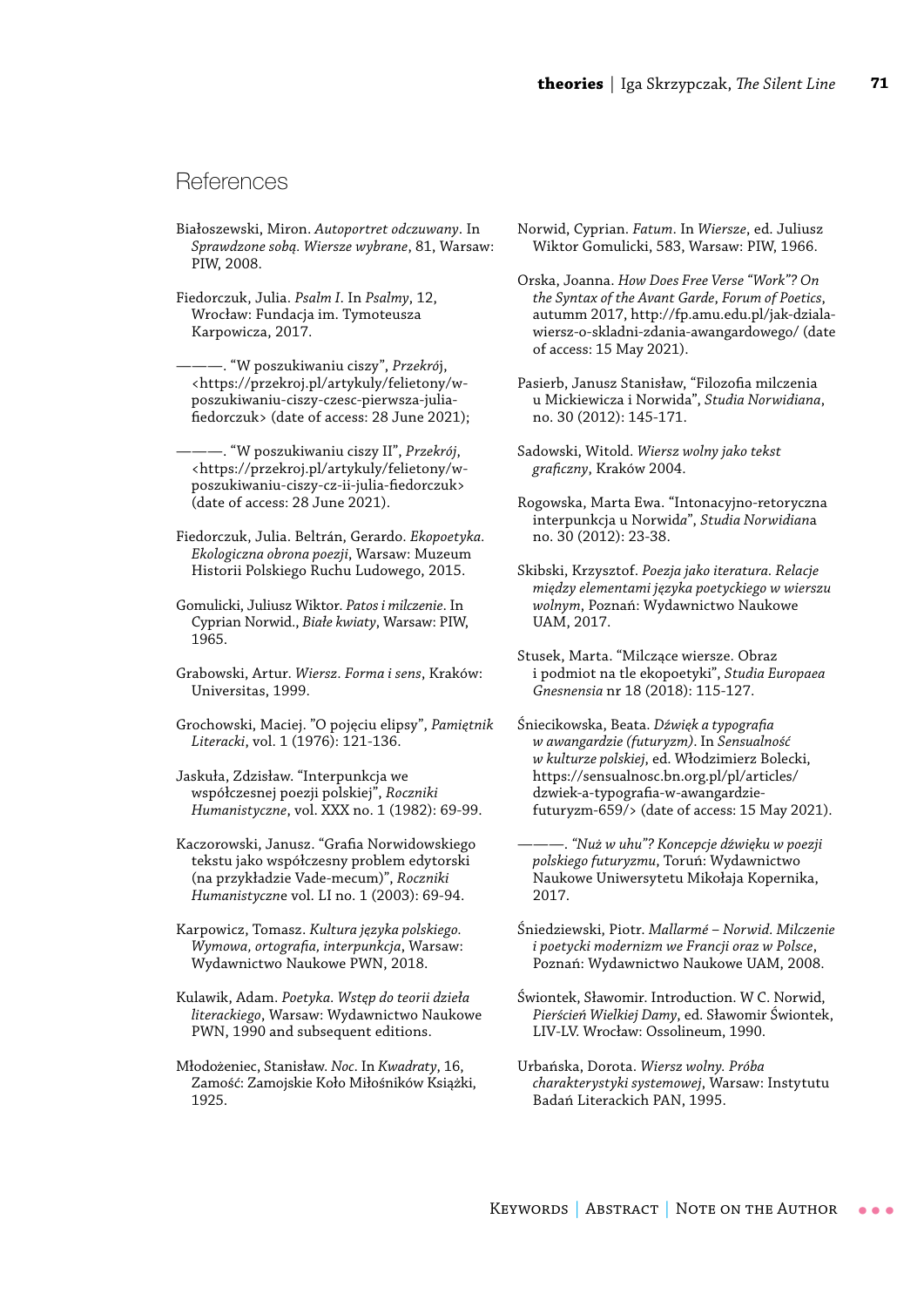## References

Białoszewski, Miron. *Autoportret odczuwany*. In *Sprawdzone sobą. Wiersze wybrane*, 81, Warsaw: PIW, 2008.

Fiedorczuk, Julia. *Psalm I*. In *Psalmy*, 12, Wrocław: Fundacja im. Tymoteusza Karpowicza, 2017.

———. "W poszukiwaniu ciszy", *Przekrój*, <https://przekroj.pl/artykuly/felietony/w-poszukiwaniu-ciszy-czesc-pierwsza-julia-fiedorczuk> (date of access: 28 June 2021);

———. "W poszukiwaniu ciszy II", *Przekrój*, <https://przekroj.pl/artykuly/felietony/w-poszukiwaniu-ciszy-cz-ii-julia-fiedorczuk> (date of access: 28 June 2021).

Fiedorczuk, Julia. Beltrán, Gerardo. *Ekopoetyka. Ekologiczna obrona poezji*, Warsaw: Muzeum Historii Polskiego Ruchu Ludowego, 2015.

Gomulicki, Juliusz Wiktor. *Patos i milczenie*. In Cyprian Norwid., *Białe kwiaty*, Warsaw: PIW, 1965.

Grabowski, Artur. *Wiersz. Forma i sens*, Kraków: Universitas, 1999.

Grochowski, Maciej. "O pojęciu elipsy", *Pamiętnik Literacki*, vol. 1 (1976): 121-136.

Jaskuła, Zdzisław. "Interpunkcja we współczesnej poezji polskiej", *Roczniki Humanistyczne*, vol. XXX no. 1 (1982): 69-99.

Kaczorowski, Janusz. "Grafia Norwidowskiego tekstu jako współczesny problem edytorski (na przykładzie Vade-mecum)", *Roczniki Humanistyczne* vol. LI no. 1 (2003): 69-94.

Karpowicz, Tomasz. *Kultura języka polskiego. Wymowa, ortografia, interpunkcja*, Warsaw: Wydawnictwo Naukowe PWN, 2018.

Kulawik, Adam. *Poetyka. Wstęp do teorii dzieła literackiego*, Warsaw: Wydawnictwo Naukowe PWN, 1990 and subsequent editions.

Młodożeniec, Stanisław. *Noc*. In *Kwadraty*, 16, Zamość: Zamojskie Koło Miłośników Książki, 1925.

Norwid, Cyprian. *Fatum*. In *Wiersze*, ed. Juliusz Wiktor Gomulicki, 583, Warsaw: PIW, 1966.

Orska, Joanna. *How Does Free Verse "Work"? On the Syntax of the Avant Garde*, *Forum of Poetics*, autumm 2017, http://fp.amu.edu.pl/jak-dziala-wiersz-o-skladni-zdania-awangardowego/ (date of access: 15 May 2021).

Pasierb, Janusz Stanisław, "Filozofia milczenia u Mickiewicza i Norwida", *Studia Norwidiana*, no. 30 (2012): 145-171.

Sadowski, Witold. *Wiersz wolny jako tekst graficzny*, Kraków 2004.

Rogowska, Marta Ewa. "Intonacyjno-retoryczna interpunkcja u Norwida", *Studia Norwidiana* no. 30 (2012): 23-38.

Skibski, Krzysztof. *Poezja jako iteratura. Relacje między elementami języka poetyckiego w wierszu wolnym*, Poznań: Wydawnictwo Naukowe UAM, 2017.

Stusek, Marta. "Milczące wiersze. Obraz i podmiot na tle ekopoetyki", *Studia Europaea Gnesnensia* nr 18 (2018): 115-127.

Śniecikowska, Beata. *Dźwięk a typografia w awangardzie (futuryzm)*. In *Sensualność w kulturze polskiej*, ed. Włodzimierz Bolecki, https://sensualnosc.bn.org.pl/pl/articles/dzwiek-a-typografia-w-awangardzie-futuryzm-659/> (date of access: 15 May 2021).

———. *"Nuż w uhu"? Koncepcje dźwięku w poezji polskiego futuryzmu*, Toruń: Wydawnictwo Naukowe Uniwersytetu Mikołaja Kopernika, 2017.

Śniedziewski, Piotr. *Mallarmé – Norwid. Milczenie i poetycki modernizm we Francji oraz w Polsce*, Poznań: Wydawnictwo Naukowe UAM, 2008.

Świontek, Sławomir. Introduction. W C. Norwid, *Pierścień Wielkiej Damy*, ed. Sławomir Świontek, LIV-LV. Wrocław: Ossolineum, 1990.

Urbańska, Dorota. *Wiersz wolny. Próba charakterystyki systemowej*, Warsaw: Instytutu Badań Literackich PAN, 1995.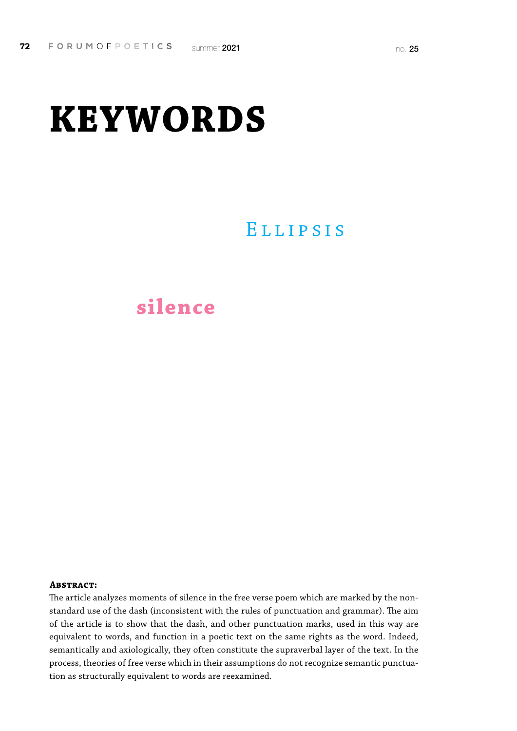# KEYWORDS

Ellipsis

silence

**Abstract:**

The article analyzes moments of silence in the free verse poem which are marked by the non-standard use of the dash (inconsistent with the rules of punctuation and grammar). The aim of the article is to show that the dash, and other punctuation marks, used in this way are equivalent to words, and function in a poetic text on the same rights as the word. Indeed, semantically and axiologically, they often constitute the supraverbal layer of the text. In the process, theories of free verse which in their assumptions do not recognize semantic punctuation as structurally equivalent to words are reexamined.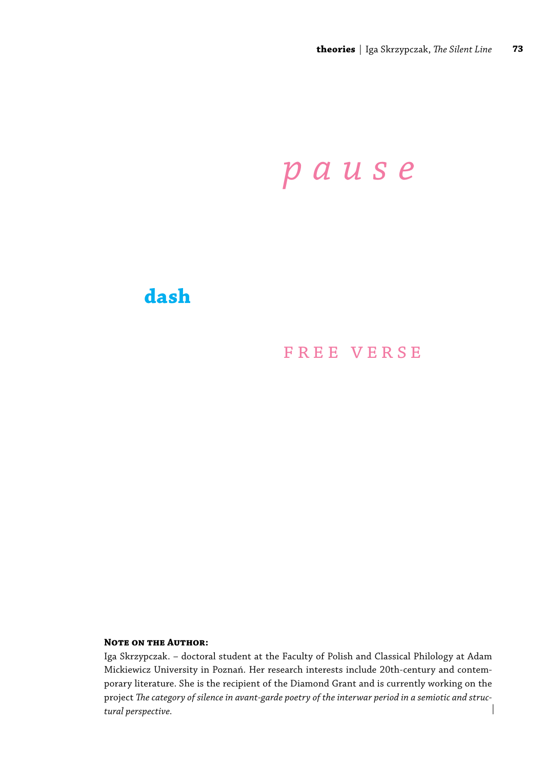*p a u s e*

**dash**

F R E E   V E R S E

**Note on the Author:**

Iga Skrzypczak. – doctoral student at the Faculty of Polish and Classical Philology at Adam Mickiewicz University in Poznań. Her research interests include 20th-century and contemporary literature. She is the recipient of the Diamond Grant and is currently working on the project *The category of silence in avant-garde poetry of the interwar period in a semiotic and structural perspective.*